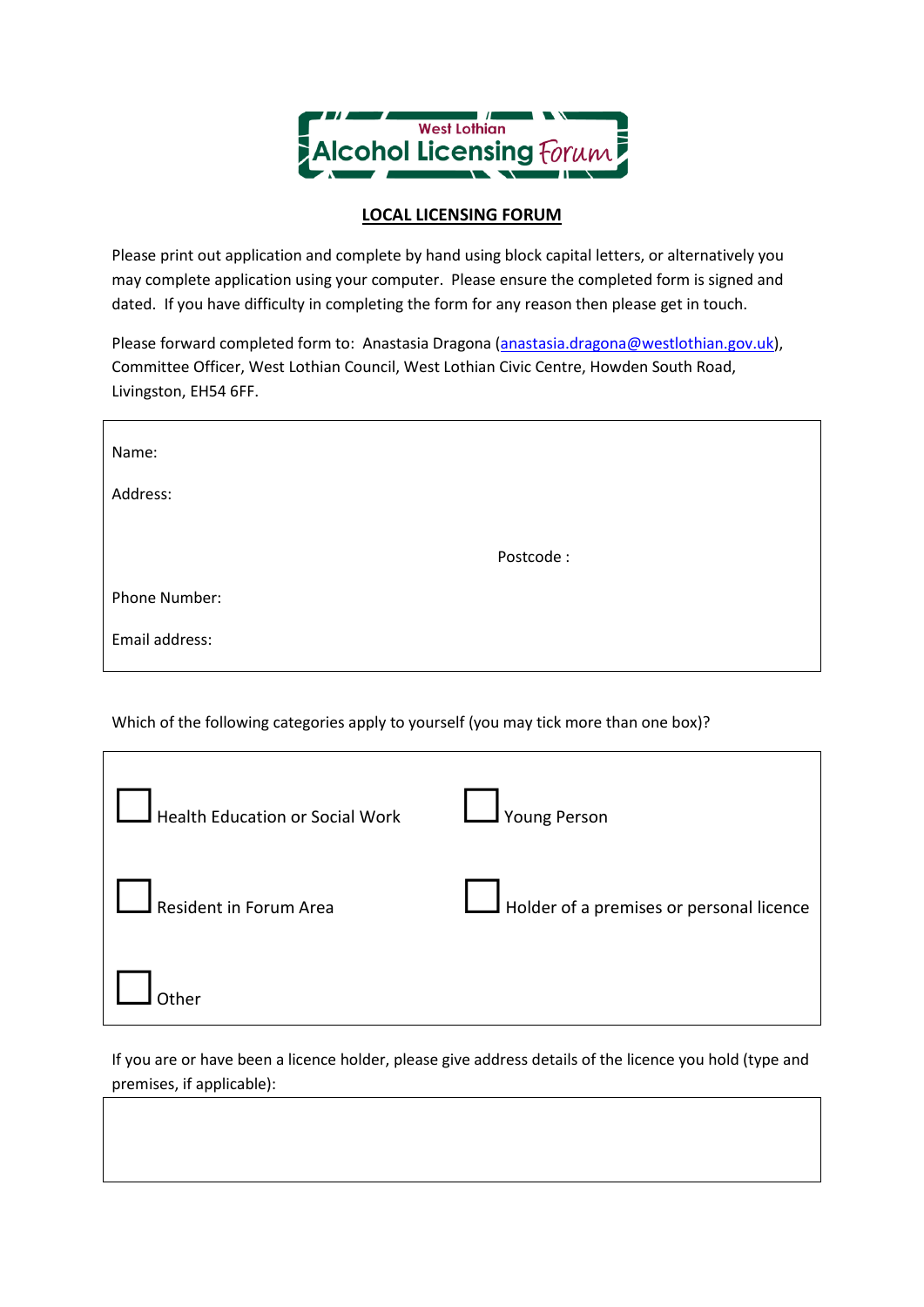West Lothian Alcohol Licensing Forum

## LOCAL LICENSING FORUM

Please print out application and complete by hand using block capital letters, or alternatively you may complete application using your computer. Please ensure the completed form is signed and dated. If you have difficulty in completing the form for any reason then please get in touch.

Please forward completed form to: Anastasia Dragona (anastasia.dragona@westlothian.gov.uk), Committee Officer, West Lothian Council, West Lothian Civic Centre, Howden South Road, Livingston, EH54 6FF.

Name:

Address:

Postcode :

Phone Number:

Email address:

Which of the following categories apply to yourself (you may tick more than one box)?

- ☐ Health Education or Social Work
- ☐ Young Person
- ☐ Resident in Forum Area
- ☐ Holder of a premises or personal licence
- ☐ Other

If you are or have been a licence holder, please give address details of the licence you hold (type and premises, if applicable):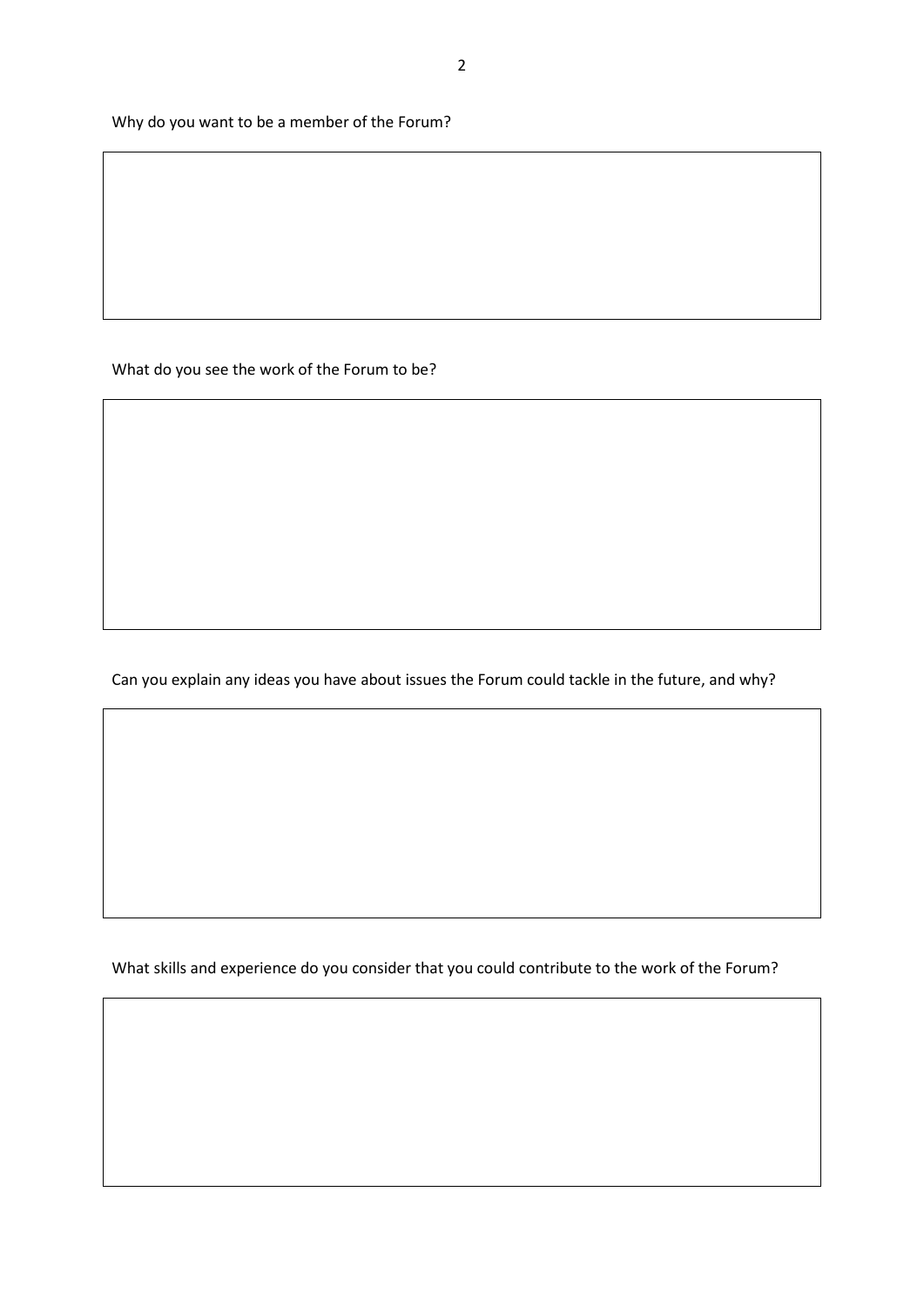Why do you want to be a member of the Forum?

What do you see the work of the Forum to be?

Can you explain any ideas you have about issues the Forum could tackle in the future, and why?

What skills and experience do you consider that you could contribute to the work of the Forum?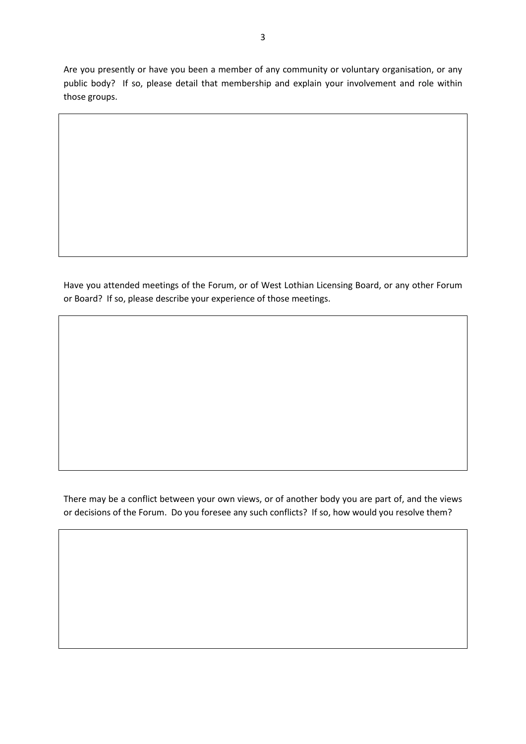Are you presently or have you been a member of any community or voluntary organisation, or any public body? If so, please detail that membership and explain your involvement and role within those groups.

| |
|---|
| |

Have you attended meetings of the Forum, or of West Lothian Licensing Board, or any other Forum or Board? If so, please describe your experience of those meetings.

| |
|---|
| |

There may be a conflict between your own views, or of another body you are part of, and the views or decisions of the Forum. Do you foresee any such conflicts? If so, how would you resolve them?

| |
|---|
| |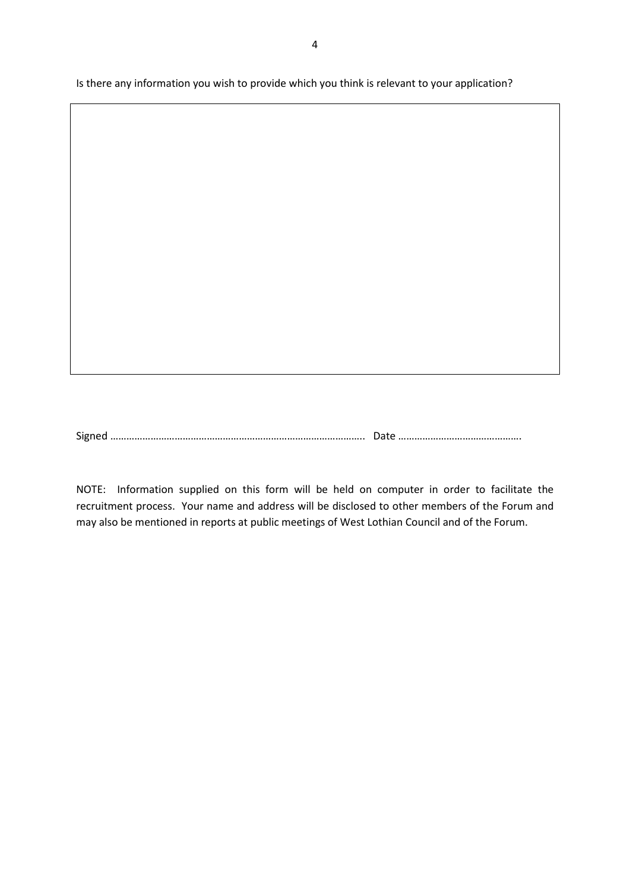Is there any information you wish to provide which you think is relevant to your application?

| |
|---|
| |

Signed …………………………………………………………………………………….. Date ……………………………………….

NOTE: Information supplied on this form will be held on computer in order to facilitate the recruitment process. Your name and address will be disclosed to other members of the Forum and may also be mentioned in reports at public meetings of West Lothian Council and of the Forum.